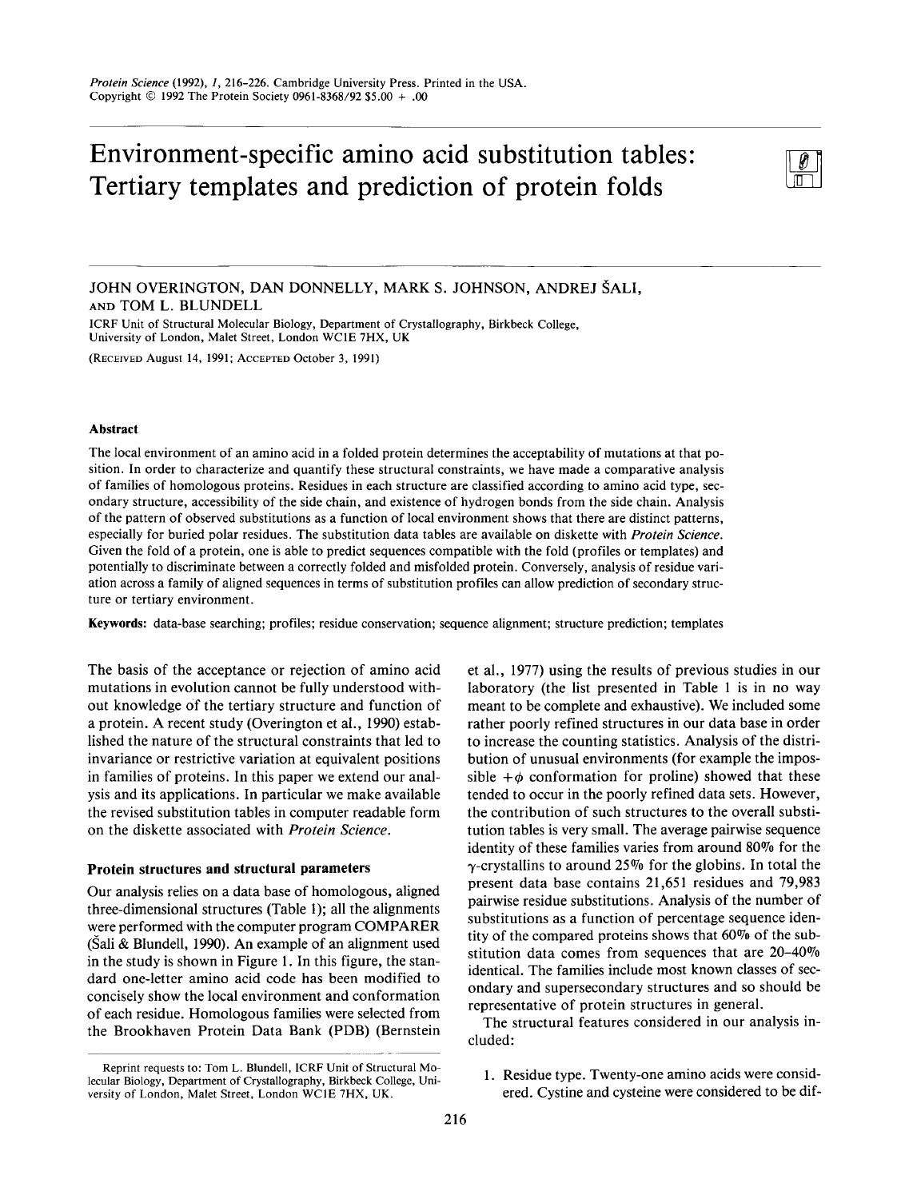# Environment-specific amino acid substitution tables: Tertiary templates and prediction of protein folds

JOHN OVERINGTON, DAN DONNELLY, MARK S. JOHNSON, ANDREJ ŠALI, AND TOM L. BLUNDELL

ICRF Unit of Structural Molecular Biology, Department of Crystallography, Birkbeck College, University of London, Malet Street, London WC1E 7HX, UK

(Received August 14, 1991; Accepted October 3, 1991)

### Abstract

The local environment of an amino acid in a folded protein determines the acceptability of mutations at that position. In order to characterize and quantify these structural constraints, we have made a comparative analysis of families of homologous proteins. Residues in each structure are classified according to amino acid type, secondary structure, accessibility of the side chain, and existence of hydrogen bonds from the side chain. Analysis of the pattern of observed substitutions as a function of local environment shows that there are distinct patterns, especially for buried polar residues. The substitution data tables are available on diskette with *Protein Science*. Given the fold of a protein, one is able to predict sequences compatible with the fold (profiles or templates) and potentially to discriminate between a correctly folded and misfolded protein. Conversely, analysis of residue variation across a family of aligned sequences in terms of substitution profiles can allow prediction of secondary structure or tertiary environment.

**Keywords:** data-base searching; profiles; residue conservation; sequence alignment; structure prediction; templates

The basis of the acceptance or rejection of amino acid mutations in evolution cannot be fully understood without knowledge of the tertiary structure and function of a protein. A recent study (Overington et al., 1990) established the nature of the structural constraints that led to invariance or restrictive variation at equivalent positions in families of proteins. In this paper we extend our analysis and its applications. In particular we make available the revised substitution tables in computer readable form on the diskette associated with *Protein Science*.

## Protein structures and structural parameters

Our analysis relies on a data base of homologous, aligned three-dimensional structures (Table 1); all the alignments were performed with the computer program COMPARER (Šali & Blundell, 1990). An example of an alignment used in the study is shown in Figure 1. In this figure, the standard one-letter amino acid code has been modified to concisely show the local environment and conformation of each residue. Homologous families were selected from the Brookhaven Protein Data Bank (PDB) (Bernstein et al., 1977) using the results of previous studies in our laboratory (the list presented in Table 1 is in no way meant to be complete and exhaustive). We included some rather poorly refined structures in our data base in order to increase the counting statistics. Analysis of the distribution of unusual environments (for example the impossible $+\phi$ conformation for proline) showed that these tended to occur in the poorly refined data sets. However, the contribution of such structures to the overall substitution tables is very small. The average pairwise sequence identity of these families varies from around 80% for the $\gamma$-crystallins to around 25% for the globins. In total the present data base contains 21,651 residues and 79,983 pairwise residue substitutions. Analysis of the number of substitutions as a function of percentage sequence identity of the compared proteins shows that 60% of the substitution data comes from sequences that are 20–40% identical. The families include most known classes of secondary and supersecondary structures and so should be representative of protein structures in general.

The structural features considered in our analysis included:

1. Residue type. Twenty-one amino acids were considered. Cystine and cysteine were considered to be dif-

Reprint requests to: Tom L. Blundell, ICRF Unit of Structural Molecular Biology, Department of Crystallography, Birkbeck College, University of London, Malet Street, London WC1E 7HX, UK.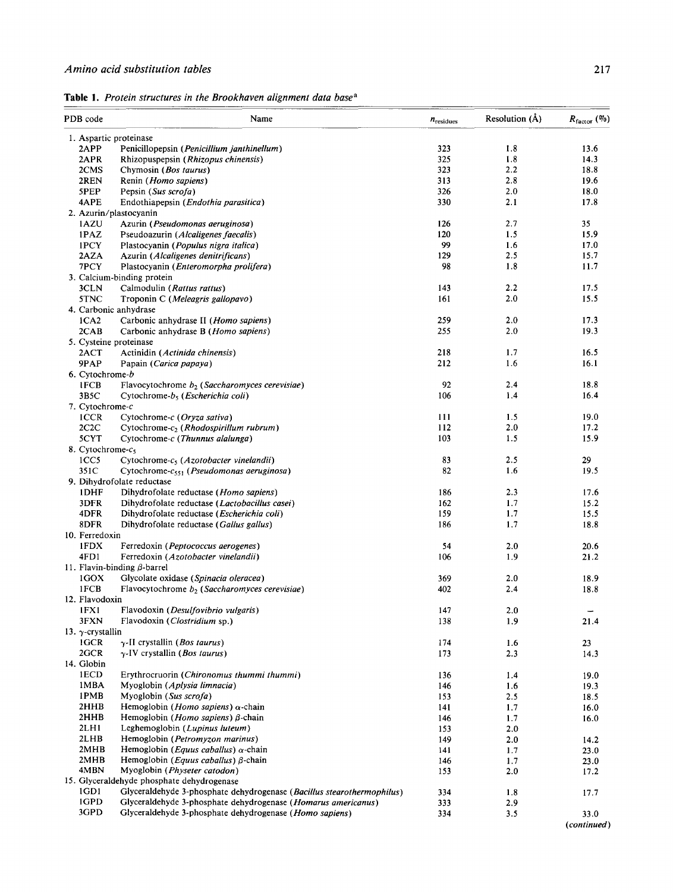**Table 1.** *Protein structures in the Brookhaven alignment data base*[a]

| PDB code | Name | $n_{residues}$ | Resolution (Å) | $R_{factor}$ (%) |
|---|---|---|---|---|
| 1. Aspartic proteinase | | | | |
| 2APP | Penicillopepsin (*Penicillium janthinellum*) | 323 | 1.8 | 13.6 |
| 2APR | Rhizopuspepsin (*Rhizopus chinensis*) | 325 | 1.8 | 14.3 |
| 2CMS | Chymosin (*Bos taurus*) | 323 | 2.2 | 18.8 |
| 2REN | Renin (*Homo sapiens*) | 313 | 2.8 | 19.6 |
| 5PEP | Pepsin (*Sus scrofa*) | 326 | 2.0 | 18.0 |
| 4APE | Endothiapepsin (*Endothia parasitica*) | 330 | 2.1 | 17.8 |
| 2. Azurin/plastocyanin | | | | |
| 1AZU | Azurin (*Pseudomonas aeruginosa*) | 126 | 2.7 | 35 |
| 1PAZ | Pseudoazurin (*Alcaligenes faecalis*) | 120 | 1.5 | 15.9 |
| 1PCY | Plastocyanin (*Populus nigra italica*) | 99 | 1.6 | 17.0 |
| 2AZA | Azurin (*Alcaligenes denitrificans*) | 129 | 2.5 | 15.7 |
| 7PCY | Plastocyanin (*Enteromorpha prolifera*) | 98 | 1.8 | 11.7 |
| 3. Calcium-binding protein | | | | |
| 3CLN | Calmodulin (*Rattus rattus*) | 143 | 2.2 | 17.5 |
| 5TNC | Troponin C (*Meleagris gallopavo*) | 161 | 2.0 | 15.5 |
| 4. Carbonic anhydrase | | | | |
| 1CA2 | Carbonic anhydrase II (*Homo sapiens*) | 259 | 2.0 | 17.3 |
| 2CAB | Carbonic anhydrase B (*Homo sapiens*) | 255 | 2.0 | 19.3 |
| 5. Cysteine proteinase | | | | |
| 2ACT | Actinidin (*Actinida chinensis*) | 218 | 1.7 | 16.5 |
| 9PAP | Papain (*Carica papaya*) | 212 | 1.6 | 16.1 |
| 6. Cytochrome-*b* | | | | |
| 1FCB | Flavocytochrome $b_2$ (*Saccharomyces cerevisiae*) | 92 | 2.4 | 18.8 |
| 3B5C | Cytochrome-$b_5$ (*Escherichia coli*) | 106 | 1.4 | 16.4 |
| 7. Cytochrome-*c* | | | | |
| 1CCR | Cytochrome-*c* (*Oryza sativa*) | 111 | 1.5 | 19.0 |
| 2C2C | Cytochrome-$c_2$ (*Rhodospirillum rubrum*) | 112 | 2.0 | 17.2 |
| 5CYT | Cytochrome-*c* (*Thunnus alalunga*) | 103 | 1.5 | 15.9 |
| 8. Cytochrome-$c_5$ | | | | |
| 1CC5 | Cytochrome-$c_5$ (*Azotobacter vinelandii*) | 83 | 2.5 | 29 |
| 351C | Cytochrome-$c_{551}$ (*Pseudomonas aeruginosa*) | 82 | 1.6 | 19.5 |
| 9. Dihydrofolate reductase | | | | |
| 1DHF | Dihydrofolate reductase (*Homo sapiens*) | 186 | 2.3 | 17.6 |
| 3DFR | Dihydrofolate reductase (*Lactobacillus casei*) | 162 | 1.7 | 15.2 |
| 4DFR | Dihydrofolate reductase (*Escherichia coli*) | 159 | 1.7 | 15.5 |
| 8DFR | Dihydrofolate reductase (*Gallus gallus*) | 186 | 1.7 | 18.8 |
| 10. Ferredoxin | | | | |
| 1FDX | Ferredoxin (*Peptococcus aerogenes*) | 54 | 2.0 | 20.6 |
| 4FD1 | Ferredoxin (*Azotobacter vinelandii*) | 106 | 1.9 | 21.2 |
| 11. Flavin-binding β-barrel | | | | |
| 1GOX | Glycolate oxidase (*Spinacia oleracea*) | 369 | 2.0 | 18.9 |
| 1FCB | Flavocytochrome $b_2$ (*Saccharomyces cerevisiae*) | 402 | 2.4 | 18.8 |
| 12. Flavodoxin | | | | |
| 1FX1 | Flavodoxin (*Desulfovibrio vulgaris*) | 147 | 2.0 | – |
| 3FXN | Flavodoxin (*Clostridium* sp.) | 138 | 1.9 | 21.4 |
| 13. γ-crystallin | | | | |
| 1GCR | γ-II crystallin (*Bos taurus*) | 174 | 1.6 | 23 |
| 2GCR | γ-IV crystallin (*Bos taurus*) | 173 | 2.3 | 14.3 |
| 14. Globin | | | | |
| 1ECD | Erythrocruorin (*Chironomus thummi thummi*) | 136 | 1.4 | 19.0 |
| 1MBA | Myoglobin (*Aplysia limnacia*) | 146 | 1.6 | 19.3 |
| 1PMB | Myoglobin (*Sus scrofa*) | 153 | 2.5 | 18.5 |
| 2HHB | Hemoglobin (*Homo sapiens*) α-chain | 141 | 1.7 | 16.0 |
| 2HHB | Hemoglobin (*Homo sapiens*) β-chain | 146 | 1.7 | 16.0 |
| 2LH1 | Leghemoglobin (*Lupinus luteum*) | 153 | 2.0 | |
| 2LHB | Hemoglobin (*Petromyzon marinus*) | 149 | 2.0 | 14.2 |
| 2MHB | Hemoglobin (*Equus caballus*) α-chain | 141 | 1.7 | 23.0 |
| 2MHB | Hemoglobin (*Equus caballus*) β-chain | 146 | 1.7 | 23.0 |
| 4MBN | Myoglobin (*Physeter catodon*) | 153 | 2.0 | 17.2 |
| 15. Glyceraldehyde phosphate dehydrogenase | | | | |
| 1GD1 | Glyceraldehyde 3-phosphate dehydrogenase (*Bacillus stearothermophilus*) | 334 | 1.8 | 17.7 |
| 1GPD | Glyceraldehyde 3-phosphate dehydrogenase (*Homarus americanus*) | 333 | 2.9 | |
| 3GPD | Glyceraldehyde 3-phosphate dehydrogenase (*Homo sapiens*) | 334 | 3.5 | 33.0 |

(*continued*)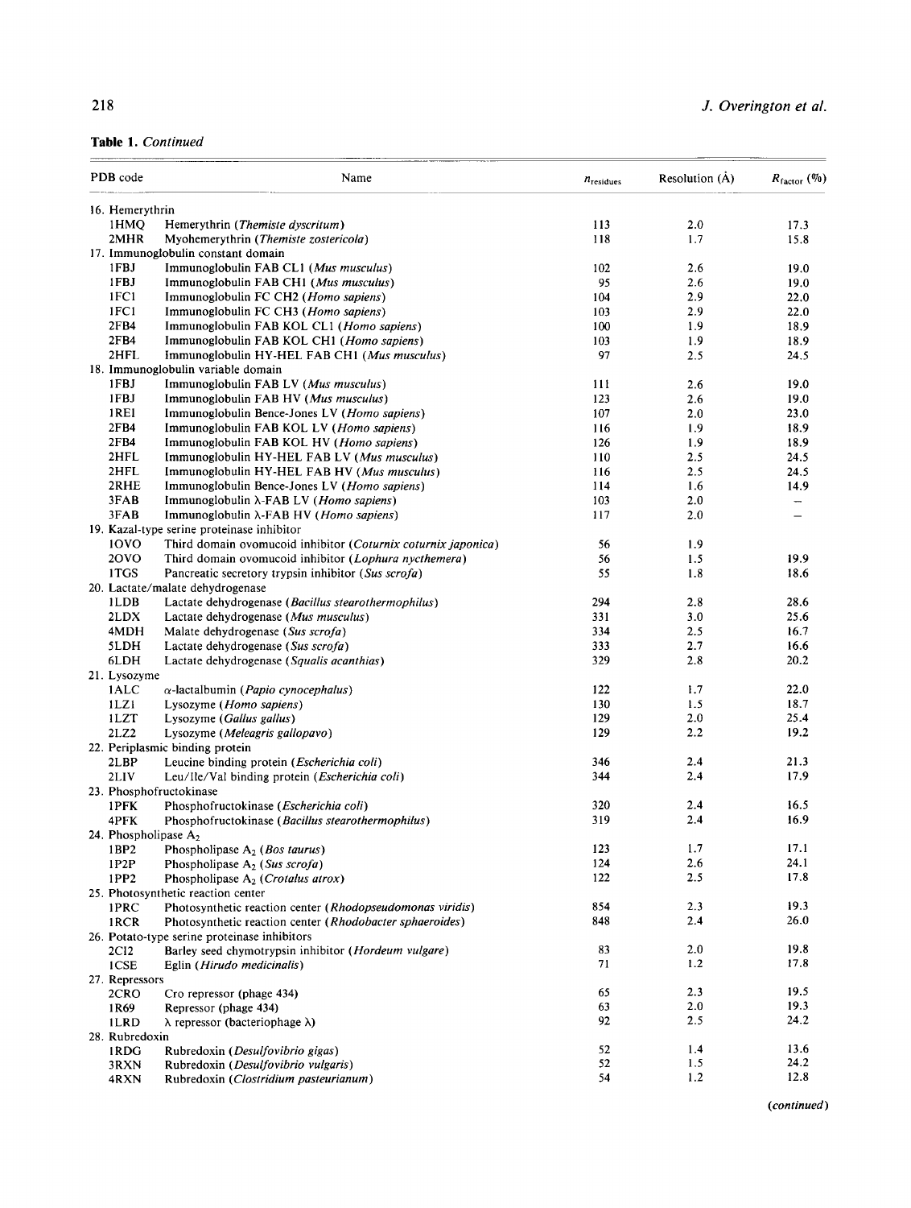**Table 1.** *Continued*

| PDB code | Name | $n_{residues}$ | Resolution (Å) | $R_{factor}$ (%) |
|---|---|---|---|---|
| 16. Hemerythrin | | | | |
| 1HMQ | Hemerythrin (*Themiste dyscritum*) | 113 | 2.0 | 17.3 |
| 2MHR | Myohemerythrin (*Themiste zostericola*) | 118 | 1.7 | 15.8 |
| 17. Immunoglobulin constant domain | | | | |
| 1FBJ | Immunoglobulin FAB CL1 (*Mus musculus*) | 102 | 2.6 | 19.0 |
| 1FBJ | Immunoglobulin FAB CH1 (*Mus musculus*) | 95 | 2.6 | 19.0 |
| 1FC1 | Immunoglobulin FC CH2 (*Homo sapiens*) | 104 | 2.9 | 22.0 |
| 1FC1 | Immunoglobulin FC CH3 (*Homo sapiens*) | 103 | 2.9 | 22.0 |
| 2FB4 | Immunoglobulin FAB KOL CL1 (*Homo sapiens*) | 100 | 1.9 | 18.9 |
| 2FB4 | Immunoglobulin FAB KOL CH1 (*Homo sapiens*) | 103 | 1.9 | 18.9 |
| 2HFL | Immunoglobulin HY-HEL FAB CH1 (*Mus musculus*) | 97 | 2.5 | 24.5 |
| 18. Immunoglobulin variable domain | | | | |
| 1FBJ | Immunoglobulin FAB LV (*Mus musculus*) | 111 | 2.6 | 19.0 |
| 1FBJ | Immunoglobulin FAB HV (*Mus musculus*) | 123 | 2.6 | 19.0 |
| 1REI | Immunoglobulin Bence-Jones LV (*Homo sapiens*) | 107 | 2.0 | 23.0 |
| 2FB4 | Immunoglobulin FAB KOL LV (*Homo sapiens*) | 116 | 1.9 | 18.9 |
| 2FB4 | Immunoglobulin FAB KOL HV (*Homo sapiens*) | 126 | 1.9 | 18.9 |
| 2HFL | Immunoglobulin HY-HEL FAB LV (*Mus musculus*) | 110 | 2.5 | 24.5 |
| 2HFL | Immunoglobulin HY-HEL FAB HV (*Mus musculus*) | 116 | 2.5 | 24.5 |
| 2RHE | Immunoglobulin Bence-Jones LV (*Homo sapiens*) | 114 | 1.6 | 14.9 |
| 3FAB | Immunoglobulin λ-FAB LV (*Homo sapiens*) | 103 | 2.0 | – |
| 3FAB | Immunoglobulin λ-FAB HV (*Homo sapiens*) | 117 | 2.0 | – |
| 19. Kazal-type serine proteinase inhibitor | | | | |
| 1OVO | Third domain ovomucoid inhibitor (*Coturnix coturnix japonica*) | 56 | 1.9 | |
| 2OVO | Third domain ovomucoid inhibitor (*Lophura nycthemera*) | 56 | 1.5 | 19.9 |
| 1TGS | Pancreatic secretory trypsin inhibitor (*Sus scrofa*) | 55 | 1.8 | 18.6 |
| 20. Lactate/malate dehydrogenase | | | | |
| 1LDB | Lactate dehydrogenase (*Bacillus stearothermophilus*) | 294 | 2.8 | 28.6 |
| 2LDX | Lactate dehydrogenase (*Mus musculus*) | 331 | 3.0 | 25.6 |
| 4MDH | Malate dehydrogenase (*Sus scrofa*) | 334 | 2.5 | 16.7 |
| 5LDH | Lactate dehydrogenase (*Sus scrofa*) | 333 | 2.7 | 16.6 |
| 6LDH | Lactate dehydrogenase (*Squalis acanthias*) | 329 | 2.8 | 20.2 |
| 21. Lysozyme | | | | |
| 1ALC | α-lactalbumin (*Papio cynocephalus*) | 122 | 1.7 | 22.0 |
| 1LZ1 | Lysozyme (*Homo sapiens*) | 130 | 1.5 | 18.7 |
| 1LZT | Lysozyme (*Gallus gallus*) | 129 | 2.0 | 25.4 |
| 2LZ2 | Lysozyme (*Meleagris gallopavo*) | 129 | 2.2 | 19.2 |
| 22. Periplasmic binding protein | | | | |
| 2LBP | Leucine binding protein (*Escherichia coli*) | 346 | 2.4 | 21.3 |
| 2LIV | Leu/Ile/Val binding protein (*Escherichia coli*) | 344 | 2.4 | 17.9 |
| 23. Phosphofructokinase | | | | |
| 1PFK | Phosphofructokinase (*Escherichia coli*) | 320 | 2.4 | 16.5 |
| 4PFK | Phosphofructokinase (*Bacillus stearothermophilus*) | 319 | 2.4 | 16.9 |
| 24. Phospholipase $A_2$ | | | | |
| 1BP2 | Phospholipase $A_2$ (*Bos taurus*) | 123 | 1.7 | 17.1 |
| 1P2P | Phospholipase $A_2$ (*Sus scrofa*) | 124 | 2.6 | 24.1 |
| 1PP2 | Phospholipase $A_2$ (*Crotalus atrox*) | 122 | 2.5 | 17.8 |
| 25. Photosynthetic reaction center | | | | |
| 1PRC | Photosynthetic reaction center (*Rhodopseudomonas viridis*) | 854 | 2.3 | 19.3 |
| 1RCR | Photosynthetic reaction center (*Rhodobacter sphaeroides*) | 848 | 2.4 | 26.0 |
| 26. Potato-type serine proteinase inhibitors | | | | |
| 2CI2 | Barley seed chymotrypsin inhibitor (*Hordeum vulgare*) | 83 | 2.0 | 19.8 |
| 1CSE | Eglin (*Hirudo medicinalis*) | 71 | 1.2 | 17.8 |
| 27. Repressors | | | | |
| 2CRO | Cro repressor (phage 434) | 65 | 2.3 | 19.5 |
| 1R69 | Repressor (phage 434) | 63 | 2.0 | 19.3 |
| 1LRD | λ repressor (bacteriophage λ) | 92 | 2.5 | 24.2 |
| 28. Rubredoxin | | | | |
| 1RDG | Rubredoxin (*Desulfovibrio gigas*) | 52 | 1.4 | 13.6 |
| 3RXN | Rubredoxin (*Desulfovibrio vulgaris*) | 52 | 1.5 | 24.2 |
| 4RXN | Rubredoxin (*Clostridium pasteurianum*) | 54 | 1.2 | 12.8 |

*(continued)*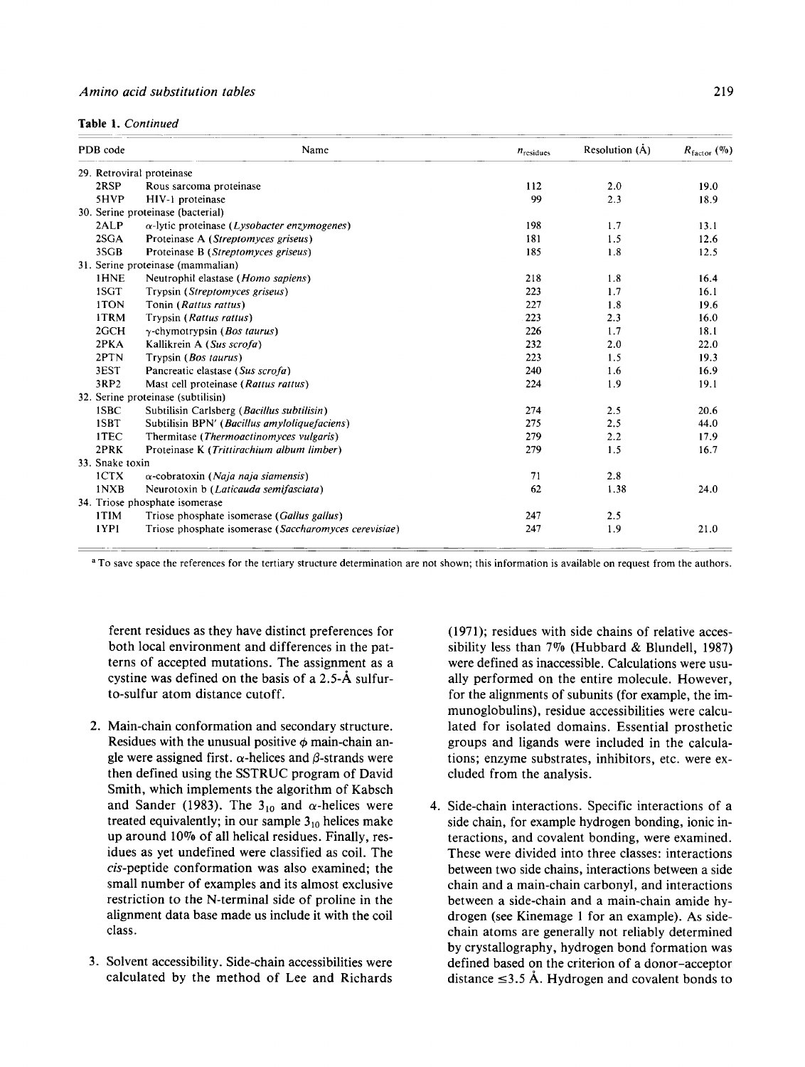**Table 1.** *Continued*

| PDB code | Name | $n_{residues}$ | Resolution (Å) | $R_{factor}$ (%) |
|---|---|---|---|---|
| 29. Retroviral proteinase | | | | |
| 2RSP | Rous sarcoma proteinase | 112 | 2.0 | 19.0 |
| 5HVP | HIV-1 proteinase | 99 | 2.3 | 18.9 |
| 30. Serine proteinase (bacterial) | | | | |
| 2ALP | α-lytic proteinase (*Lysobacter enzymogenes*) | 198 | 1.7 | 13.1 |
| 2SGA | Proteinase A (*Streptomyces griseus*) | 181 | 1.5 | 12.6 |
| 3SGB | Proteinase B (*Streptomyces griseus*) | 185 | 1.8 | 12.5 |
| 31. Serine proteinase (mammalian) | | | | |
| 1HNE | Neutrophil elastase (*Homo sapiens*) | 218 | 1.8 | 16.4 |
| 1SGT | Trypsin (*Streptomyces griseus*) | 223 | 1.7 | 16.1 |
| 1TON | Tonin (*Rattus rattus*) | 227 | 1.8 | 19.6 |
| 1TRM | Trypsin (*Rattus rattus*) | 223 | 2.3 | 16.0 |
| 2GCH | γ-chymotrypsin (*Bos taurus*) | 226 | 1.7 | 18.1 |
| 2PKA | Kallikrein A (*Sus scrofa*) | 232 | 2.0 | 22.0 |
| 2PTN | Trypsin (*Bos taurus*) | 223 | 1.5 | 19.3 |
| 3EST | Pancreatic elastase (*Sus scrofa*) | 240 | 1.6 | 16.9 |
| 3RP2 | Mast cell proteinase (*Rattus rattus*) | 224 | 1.9 | 19.1 |
| 32. Serine proteinase (subtilisin) | | | | |
| 1SBC | Subtilisin Carlsberg (*Bacillus subtilisin*) | 274 | 2.5 | 20.6 |
| 1SBT | Subtilisin BPN′ (*Bacillus amyloliquefaciens*) | 275 | 2.5 | 44.0 |
| 1TEC | Thermitase (*Thermoactinomyces vulgaris*) | 279 | 2.2 | 17.9 |
| 2PRK | Proteinase K (*Trittirachium album limber*) | 279 | 1.5 | 16.7 |
| 33. Snake toxin | | | | |
| 1CTX | α-cobratoxin (*Naja naja siamensis*) | 71 | 2.8 | |
| 1NXB | Neurotoxin b (*Laticauda semifasciata*) | 62 | 1.38 | 24.0 |
| 34. Triose phosphate isomerase | | | | |
| 1TIM | Triose phosphate isomerase (*Gallus gallus*) | 247 | 2.5 | |
| 1YPI | Triose phosphate isomerase (*Saccharomyces cerevisiae*) | 247 | 1.9 | 21.0 |

[a] To save space the references for the tertiary structure determination are not shown; this information is available on request from the authors.

ferent residues as they have distinct preferences for both local environment and differences in the patterns of accepted mutations. The assignment as a cystine was defined on the basis of a 2.5-Å sulfur-to-sulfur atom distance cutoff.

2. Main-chain conformation and secondary structure. Residues with the unusual positive $\phi$ main-chain angle were assigned first. α-helices and β-strands were then defined using the SSTRUC program of David Smith, which implements the algorithm of Kabsch and Sander (1983). The $3_{10}$ and α-helices were treated equivalently; in our sample $3_{10}$ helices make up around 10% of all helical residues. Finally, residues as yet undefined were classified as coil. The *cis*-peptide conformation was also examined; the small number of examples and its almost exclusive restriction to the N-terminal side of proline in the alignment data base made us include it with the coil class.

3. Solvent accessibility. Side-chain accessibilities were calculated by the method of Lee and Richards (1971); residues with side chains of relative accessibility less than 7% (Hubbard & Blundell, 1987) were defined as inaccessible. Calculations were usually performed on the entire molecule. However, for the alignments of subunits (for example, the immunoglobulins), residue accessibilities were calculated for isolated domains. Essential prosthetic groups and ligands were included in the calculations; enzyme substrates, inhibitors, etc. were excluded from the analysis.

4. Side-chain interactions. Specific interactions of a side chain, for example hydrogen bonding, ionic interactions, and covalent bonding, were examined. These were divided into three classes: interactions between two side chains, interactions between a side chain and a main-chain carbonyl, and interactions between a side-chain and a main-chain amide hydrogen (see Kinemage 1 for an example). As side-chain atoms are generally not reliably determined by crystallography, hydrogen bond formation was defined based on the criterion of a donor–acceptor distance ≤3.5 Å. Hydrogen and covalent bonds to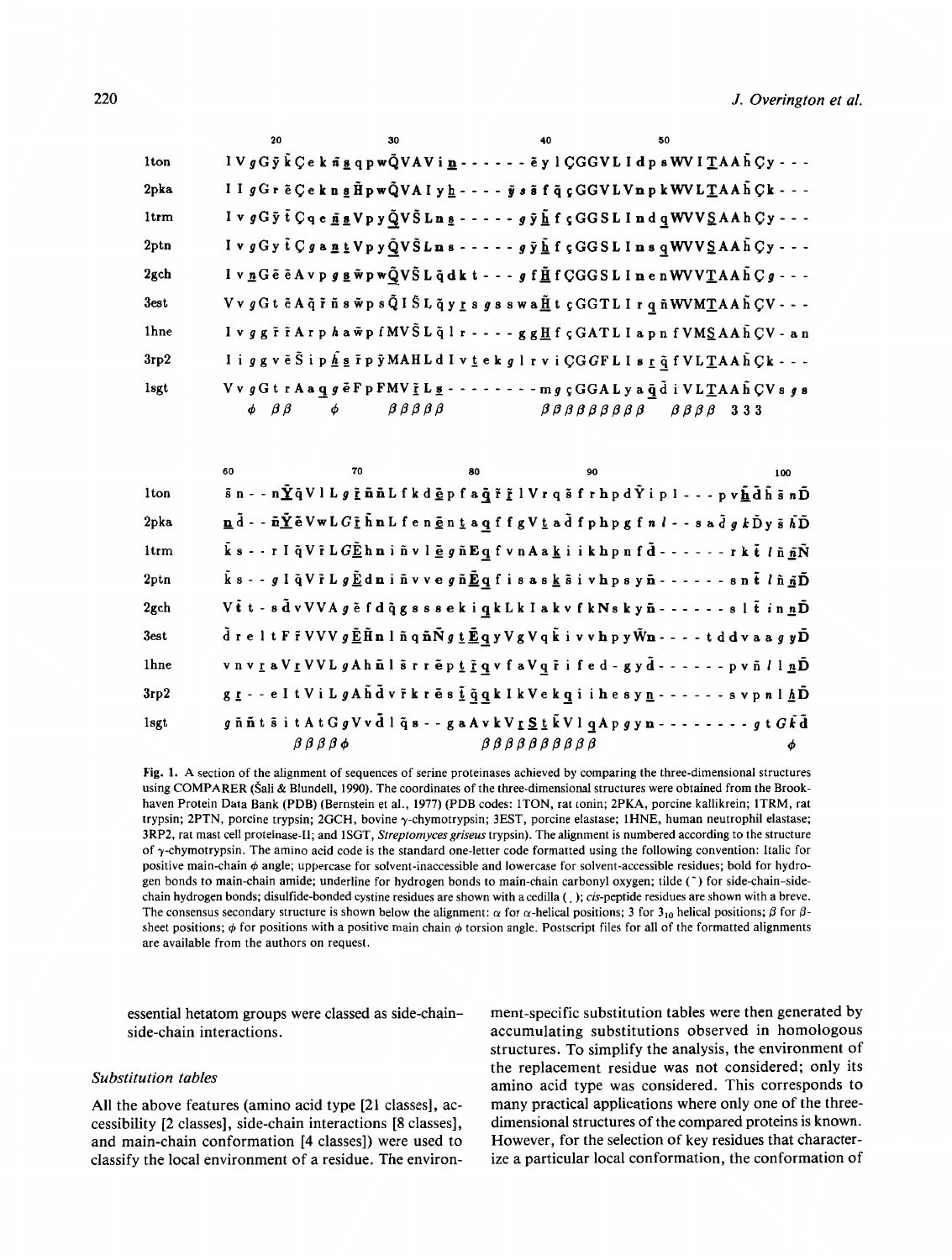```
          20                  30                  40                  50
1ton   I V g G ỹ k̃ Ç e k ñ s q p w Q̃ V A V i n - - - - - - ẽ y l Ç G G V L I d p s W V I T A A h̃ Ç y - - -
2pka   I I g G r ẽ Ç e k n s H̃ p w Q̃ V A I y h - - - - ỹ s s̃ f q̃ ç G G V L V n p k W V L T A A h̃ Ç k - - -
1trm   I v g G ỹ t̃ Ç q e ñ s V p y Q̃ V Š L n s - - - - - g ỹ h̃ f ç G G S L I n d q W V V S A A h Ç y - - -
2ptn   I v g G y t̃ Ç g a n t V p y Q̃ V Š L n s - - - - - g ỹ h̃ f ç G G S L I n s q W V V S A A h̃ Ç y - - -
2gch   I v n G ẽ ẽ A v p g s w̃ p w Q̃ V Š L q̃ d k t - - - g f H̃ f Ç G G S L I n e n W V V T A A h̃ Ç g - - -
3est   V v g G t ẽ A q̃ r̃ ñ s w̃ p s Q̃ I Š L q̃ y r s g s s w a H̃ t ç G G T L I r q ñ W V M T A A h̃ Ç V - - -
1hne   I v g g r̃ r̃ A r p h a w̃ p f M V Š L q̃ l r - - - - g g H f ç G A T L I a p n f V M S A A h̃ Ç V - a n
3rp2   I i g g v ẽ Š i p h̃ s r̃ p ỹ M A H L d I v t e k g l r v i Ç G G F L I s r q̃ f V L T A A h̃ Ç k - - -
1sgt   V v g G t r A a q g ẽ F p F M V r̃ L s - - - - - - - - m g ç G G A L y a q̃ d̃ i V L T A A h̃ Ç V s g s
          φ   β β       φ         β β β β β              β β β β β β β β β   β β β β   3 3 3

          60                  70                  80                  90                  100
1ton   s̃ n - - n Ỹ q̃ V l L g r̃ ñ ñ L f k d ẽ p f a q̃ r̃ r̃ l V r q s̃ f r h p d Ỹ i p l - - - p v h̃ d̃ h̃ s̃ n D̃
2pka   n d̃ - - ñ Ỹ ẽ V w L G r̃ h̃ n L f e n ẽ n t a q f f g V t a d̃ f p h p g f n l - - s a d̃ g k D̃ y s̃ h̃ D̃
1trm   k̃ s - - r I q̃ V r̃ L G Ẽ h n i ñ v l ẽ g ñ E q f v n A a k i i k h p n f d̃ - - - - - - r k t̃ l ñ ñ Ñ
2ptn   k̃ s - - g I q̃ V r̃ L g Ẽ d n i ñ v v e g ñ Ẽ q f i s a s k s̃ i v h p s y ñ - - - - - - s n t̃ l ñ ñ D̃
2gch   V t̃ t - s d̃ v V V A g ẽ f d q̃ g s s s e k i q k L k I a k v f k N s k y ñ - - - - - - s l t̃ i n n D̃
3est   d̃ r e l t F r̃ V V V g Ẽ H̃ n l ñ q ñ Ñ g t Ẽ q y V g V q k̃ i v v h p y W̃ n - - - - t d d v a a g y D̃
1hne   v n v r a V r̃ V V L g A h ñ l s̃ r r ẽ p t r̃ q v f a V q r̃ i f e d - g y d̃ - - - - - - p v ñ l l n D̃
3rp2   g r - - e l t V i L g A h̃ d̃ v r̃ k r ẽ s t q̃ q k I k V e k q i i h e s y n - - - - - - s v p n l h̃ D̃
1sgt   g ñ ñ t s̃ i t A t G g V v d̃ l q̃ s - - g a A v k V r S t k̃ V l q A p g y n - - - - - - - - g t G k̃ d̃
                 β β β β φ                 β β β β β β β β β β                                       φ
```

Fig. 1. A section of the alignment of sequences of serine proteinases achieved by comparing the three-dimensional structures using COMPARER (Šali & Blundell, 1990). The coordinates of the three-dimensional structures were obtained from the Brookhaven Protein Data Bank (PDB) (Bernstein et al., 1977) (PDB codes: 1TON, rat tonin; 2PKA, porcine kallikrein; 1TRM, rat trypsin; 2PTN, porcine trypsin; 2GCH, bovine γ-chymotrypsin; 3EST, porcine elastase; 1HNE, human neutrophil elastase; 3RP2, rat mast cell proteinase-II; and 1SGT, *Streptomyces griseus* trypsin). The alignment is numbered according to the structure of γ-chymotrypsin. The amino acid code is the standard one-letter code formatted using the following convention: Italic for positive main-chain φ angle; uppercase for solvent-inaccessible and lowercase for solvent-accessible residues; bold for hydrogen bonds to main-chain amide; underline for hydrogen bonds to main-chain carbonyl oxygen; tilde (˜) for side-chain–side-chain hydrogen bonds; disulfide-bonded cystine residues are shown with a cedilla ( ̧ ); *cis*-peptide residues are shown with a breve. The consensus secondary structure is shown below the alignment: α for α-helical positions; 3 for $3_{10}$ helical positions; β for β-sheet positions; φ for positions with a positive main chain φ torsion angle. Postscript files for all of the formatted alignments are available from the authors on request.

essential hetatom groups were classed as side-chain–side-chain interactions.

### *Substitution tables*

All the above features (amino acid type [21 classes], accessibility [2 classes], side-chain interactions [8 classes], and main-chain conformation [4 classes]) were used to classify the local environment of a residue. The environment-specific substitution tables were then generated by accumulating substitutions observed in homologous structures. To simplify the analysis, the environment of the replacement residue was not considered; only its amino acid type was considered. This corresponds to many practical applications where only one of the three-dimensional structures of the compared proteins is known. However, for the selection of key residues that characterize a particular local conformation, the conformation of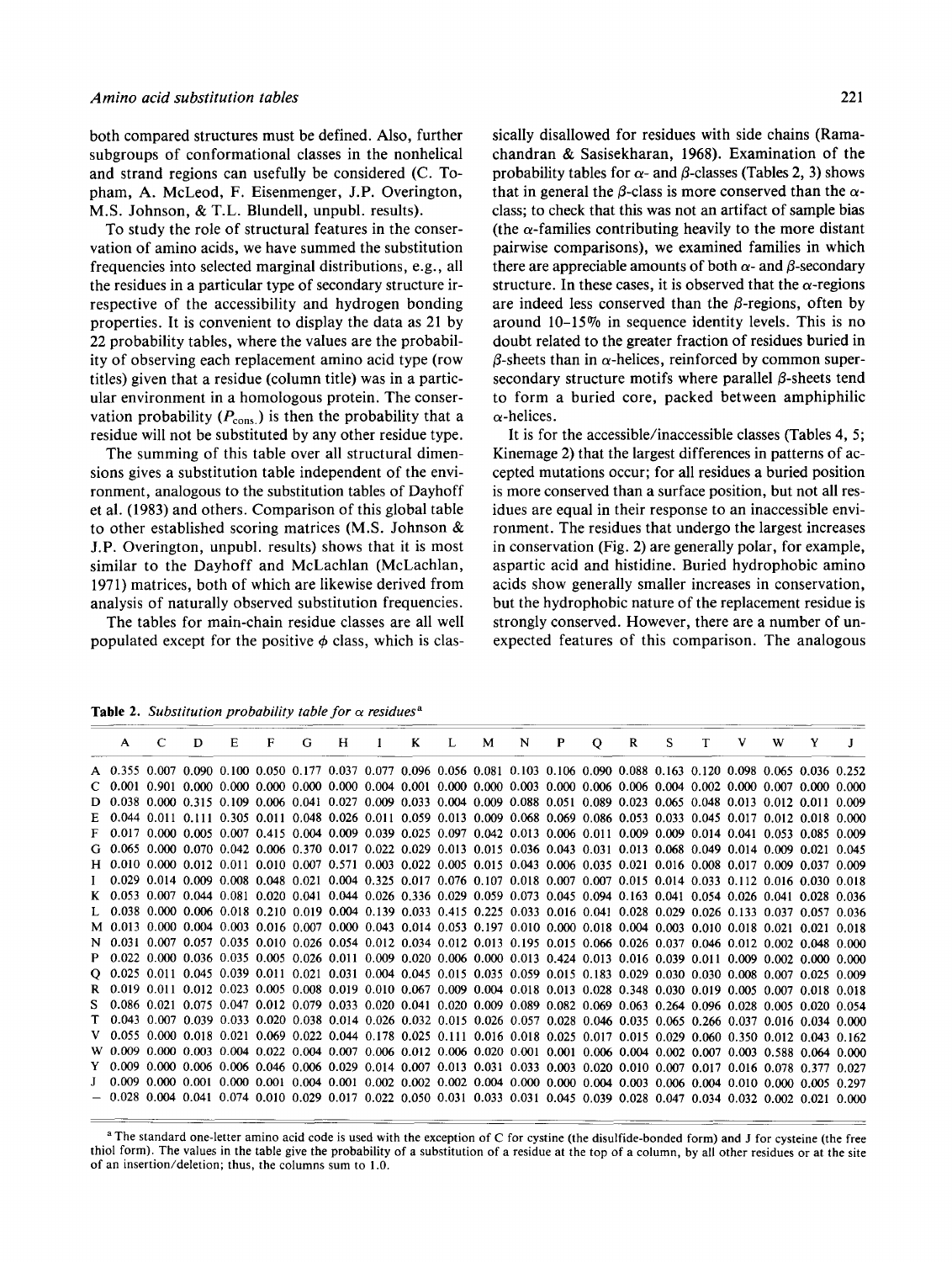both compared structures must be defined. Also, further subgroups of conformational classes in the nonhelical and strand regions can usefully be considered (C. Topham, A. McLeod, F. Eisenmenger, J.P. Overington, M.S. Johnson, & T.L. Blundell, unpubl. results).

To study the role of structural features in the conservation of amino acids, we have summed the substitution frequencies into selected marginal distributions, e.g., all the residues in a particular type of secondary structure irrespective of the accessibility and hydrogen bonding properties. It is convenient to display the data as 21 by 22 probability tables, where the values are the probability of observing each replacement amino acid type (row titles) given that a residue (column title) was in a particular environment in a homologous protein. The conservation probability ($P_{cons.}$) is then the probability that a residue will not be substituted by any other residue type.

The summing of this table over all structural dimensions gives a substitution table independent of the environment, analogous to the substitution tables of Dayhoff et al. (1983) and others. Comparison of this global table to other established scoring matrices (M.S. Johnson & J.P. Overington, unpubl. results) shows that it is most similar to the Dayhoff and McLachlan (McLachlan, 1971) matrices, both of which are likewise derived from analysis of naturally observed substitution frequencies.

The tables for main-chain residue classes are all well populated except for the positive $\phi$ class, which is classically disallowed for residues with side chains (Ramachandran & Sasisekharan, 1968). Examination of the probability tables for $\alpha$- and $\beta$-classes (Tables 2, 3) shows that in general the $\beta$-class is more conserved than the $\alpha$-class; to check that this was not an artifact of sample bias (the $\alpha$-families contributing heavily to the more distant pairwise comparisons), we examined families in which there are appreciable amounts of both $\alpha$- and $\beta$-secondary structure. In these cases, it is observed that the $\alpha$-regions are indeed less conserved than the $\beta$-regions, often by around 10–15% in sequence identity levels. This is no doubt related to the greater fraction of residues buried in $\beta$-sheets than in $\alpha$-helices, reinforced by common supersecondary structure motifs where parallel $\beta$-sheets tend to form a buried core, packed between amphiphilic $\alpha$-helices.

It is for the accessible/inaccessible classes (Tables 4, 5; Kinemage 2) that the largest differences in patterns of accepted mutations occur; for all residues a buried position is more conserved than a surface position, but not all residues are equal in their response to an inaccessible environment. The residues that undergo the largest increases in conservation (Fig. 2) are generally polar, for example, aspartic acid and histidine. Buried hydrophobic amino acids show generally smaller increases in conservation, but the hydrophobic nature of the replacement residue is strongly conserved. However, there are a number of unexpected features of this comparison. The analogous

**Table 2.** *Substitution probability table for $\alpha$ residues*[a]

| | A | C | D | E | F | G | H | I | K | L | M | N | P | Q | R | S | T | V | W | Y | J |
|---|---|---|---|---|---|---|---|---|---|---|---|---|---|---|---|---|---|---|---|---|---|
| A | 0.355 | 0.007 | 0.090 | 0.100 | 0.050 | 0.177 | 0.037 | 0.077 | 0.096 | 0.056 | 0.081 | 0.103 | 0.106 | 0.090 | 0.088 | 0.163 | 0.120 | 0.098 | 0.065 | 0.036 | 0.252 |
| C | 0.001 | 0.901 | 0.000 | 0.000 | 0.000 | 0.000 | 0.000 | 0.004 | 0.001 | 0.000 | 0.000 | 0.003 | 0.000 | 0.006 | 0.006 | 0.004 | 0.002 | 0.000 | 0.007 | 0.000 | 0.000 |
| D | 0.038 | 0.000 | 0.315 | 0.109 | 0.006 | 0.041 | 0.027 | 0.009 | 0.033 | 0.004 | 0.009 | 0.088 | 0.051 | 0.089 | 0.023 | 0.065 | 0.048 | 0.013 | 0.012 | 0.011 | 0.009 |
| E | 0.044 | 0.011 | 0.111 | 0.305 | 0.011 | 0.048 | 0.026 | 0.011 | 0.059 | 0.013 | 0.009 | 0.068 | 0.069 | 0.086 | 0.053 | 0.033 | 0.045 | 0.017 | 0.012 | 0.018 | 0.000 |
| F | 0.017 | 0.000 | 0.005 | 0.007 | 0.415 | 0.004 | 0.009 | 0.039 | 0.025 | 0.097 | 0.042 | 0.013 | 0.006 | 0.011 | 0.009 | 0.009 | 0.014 | 0.041 | 0.053 | 0.085 | 0.009 |
| G | 0.065 | 0.000 | 0.070 | 0.042 | 0.006 | 0.370 | 0.017 | 0.022 | 0.029 | 0.013 | 0.015 | 0.036 | 0.043 | 0.031 | 0.013 | 0.068 | 0.049 | 0.014 | 0.009 | 0.021 | 0.045 |
| H | 0.010 | 0.000 | 0.012 | 0.011 | 0.010 | 0.007 | 0.571 | 0.003 | 0.022 | 0.005 | 0.015 | 0.043 | 0.006 | 0.035 | 0.021 | 0.016 | 0.008 | 0.017 | 0.009 | 0.037 | 0.009 |
| I | 0.029 | 0.014 | 0.009 | 0.008 | 0.048 | 0.021 | 0.004 | 0.325 | 0.017 | 0.076 | 0.107 | 0.018 | 0.007 | 0.007 | 0.015 | 0.014 | 0.033 | 0.112 | 0.016 | 0.030 | 0.018 |
| K | 0.053 | 0.007 | 0.044 | 0.081 | 0.020 | 0.041 | 0.044 | 0.026 | 0.336 | 0.029 | 0.059 | 0.073 | 0.045 | 0.094 | 0.163 | 0.041 | 0.054 | 0.026 | 0.041 | 0.028 | 0.036 |
| L | 0.038 | 0.000 | 0.006 | 0.018 | 0.210 | 0.019 | 0.004 | 0.139 | 0.033 | 0.415 | 0.225 | 0.033 | 0.016 | 0.041 | 0.028 | 0.029 | 0.026 | 0.133 | 0.037 | 0.057 | 0.036 |
| M | 0.013 | 0.000 | 0.004 | 0.003 | 0.016 | 0.007 | 0.000 | 0.043 | 0.014 | 0.053 | 0.197 | 0.010 | 0.000 | 0.018 | 0.004 | 0.003 | 0.010 | 0.018 | 0.021 | 0.021 | 0.018 |
| N | 0.031 | 0.007 | 0.057 | 0.035 | 0.010 | 0.026 | 0.054 | 0.012 | 0.034 | 0.012 | 0.013 | 0.195 | 0.015 | 0.066 | 0.026 | 0.037 | 0.046 | 0.012 | 0.002 | 0.048 | 0.000 |
| P | 0.022 | 0.000 | 0.036 | 0.035 | 0.005 | 0.026 | 0.011 | 0.009 | 0.020 | 0.006 | 0.000 | 0.013 | 0.424 | 0.013 | 0.016 | 0.039 | 0.011 | 0.009 | 0.002 | 0.000 | 0.000 |
| Q | 0.025 | 0.011 | 0.045 | 0.039 | 0.011 | 0.021 | 0.031 | 0.004 | 0.045 | 0.015 | 0.035 | 0.059 | 0.015 | 0.183 | 0.029 | 0.030 | 0.030 | 0.008 | 0.007 | 0.025 | 0.009 |
| R | 0.019 | 0.011 | 0.012 | 0.023 | 0.005 | 0.008 | 0.019 | 0.010 | 0.067 | 0.009 | 0.004 | 0.018 | 0.013 | 0.028 | 0.348 | 0.030 | 0.019 | 0.005 | 0.007 | 0.018 | 0.018 |
| S | 0.086 | 0.021 | 0.075 | 0.047 | 0.012 | 0.079 | 0.033 | 0.020 | 0.041 | 0.020 | 0.009 | 0.089 | 0.082 | 0.069 | 0.063 | 0.264 | 0.096 | 0.028 | 0.005 | 0.020 | 0.054 |
| T | 0.043 | 0.007 | 0.039 | 0.033 | 0.020 | 0.038 | 0.014 | 0.026 | 0.032 | 0.015 | 0.026 | 0.057 | 0.028 | 0.046 | 0.035 | 0.065 | 0.266 | 0.037 | 0.016 | 0.034 | 0.000 |
| V | 0.055 | 0.000 | 0.018 | 0.021 | 0.069 | 0.022 | 0.044 | 0.178 | 0.025 | 0.111 | 0.016 | 0.018 | 0.025 | 0.017 | 0.015 | 0.029 | 0.060 | 0.350 | 0.012 | 0.043 | 0.162 |
| W | 0.009 | 0.000 | 0.003 | 0.004 | 0.022 | 0.004 | 0.007 | 0.006 | 0.012 | 0.006 | 0.020 | 0.001 | 0.001 | 0.006 | 0.004 | 0.002 | 0.007 | 0.003 | 0.588 | 0.064 | 0.000 |
| Y | 0.009 | 0.000 | 0.006 | 0.006 | 0.046 | 0.006 | 0.029 | 0.014 | 0.007 | 0.013 | 0.031 | 0.033 | 0.003 | 0.020 | 0.010 | 0.007 | 0.017 | 0.016 | 0.078 | 0.377 | 0.027 |
| J | 0.009 | 0.000 | 0.001 | 0.000 | 0.001 | 0.004 | 0.001 | 0.002 | 0.002 | 0.002 | 0.004 | 0.000 | 0.000 | 0.004 | 0.003 | 0.006 | 0.004 | 0.010 | 0.000 | 0.005 | 0.297 |
| – | 0.028 | 0.004 | 0.041 | 0.074 | 0.010 | 0.029 | 0.017 | 0.022 | 0.050 | 0.031 | 0.033 | 0.031 | 0.045 | 0.039 | 0.028 | 0.047 | 0.034 | 0.032 | 0.002 | 0.021 | 0.000 |

[a] The standard one-letter amino acid code is used with the exception of C for cystine (the disulfide-bonded form) and J for cysteine (the free thiol form). The values in the table give the probability of a substitution of a residue at the top of a column, by all other residues or at the site of an insertion/deletion; thus, the columns sum to 1.0.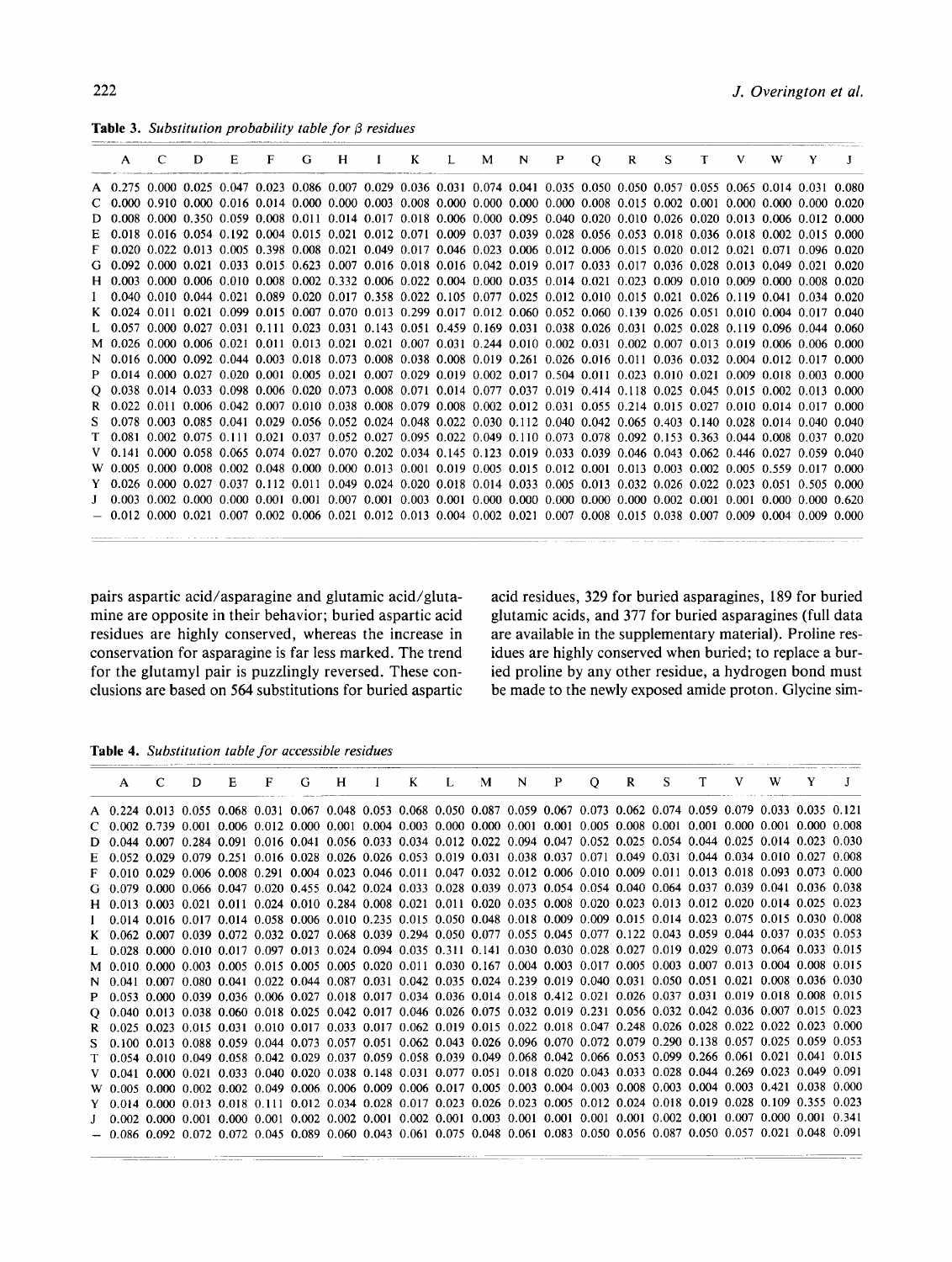**Table 3.** *Substitution probability table for β residues*

| | A | C | D | E | F | G | H | I | K | L | M | N | P | Q | R | S | T | V | W | Y | J |
|---|---|---|---|---|---|---|---|---|---|---|---|---|---|---|---|---|---|---|---|---|---|
| A | 0.275 | 0.000 | 0.025 | 0.047 | 0.023 | 0.086 | 0.007 | 0.029 | 0.036 | 0.031 | 0.074 | 0.041 | 0.035 | 0.050 | 0.050 | 0.057 | 0.055 | 0.065 | 0.014 | 0.031 | 0.080 |
| C | 0.000 | 0.910 | 0.000 | 0.016 | 0.014 | 0.000 | 0.000 | 0.003 | 0.008 | 0.000 | 0.000 | 0.000 | 0.000 | 0.008 | 0.015 | 0.002 | 0.001 | 0.000 | 0.000 | 0.000 | 0.020 |
| D | 0.008 | 0.000 | 0.350 | 0.059 | 0.008 | 0.011 | 0.014 | 0.017 | 0.018 | 0.006 | 0.000 | 0.095 | 0.040 | 0.020 | 0.010 | 0.026 | 0.020 | 0.013 | 0.006 | 0.012 | 0.000 |
| E | 0.018 | 0.016 | 0.054 | 0.192 | 0.004 | 0.015 | 0.021 | 0.012 | 0.071 | 0.009 | 0.037 | 0.039 | 0.028 | 0.056 | 0.053 | 0.018 | 0.036 | 0.018 | 0.002 | 0.015 | 0.000 |
| F | 0.020 | 0.022 | 0.013 | 0.005 | 0.398 | 0.008 | 0.021 | 0.049 | 0.017 | 0.046 | 0.023 | 0.006 | 0.012 | 0.006 | 0.015 | 0.020 | 0.012 | 0.021 | 0.071 | 0.096 | 0.020 |
| G | 0.092 | 0.000 | 0.021 | 0.033 | 0.015 | 0.623 | 0.007 | 0.016 | 0.018 | 0.016 | 0.042 | 0.019 | 0.017 | 0.033 | 0.017 | 0.036 | 0.028 | 0.013 | 0.049 | 0.021 | 0.020 |
| H | 0.003 | 0.000 | 0.006 | 0.010 | 0.008 | 0.002 | 0.332 | 0.006 | 0.022 | 0.004 | 0.000 | 0.035 | 0.014 | 0.021 | 0.023 | 0.009 | 0.010 | 0.009 | 0.000 | 0.008 | 0.020 |
| I | 0.040 | 0.010 | 0.044 | 0.021 | 0.089 | 0.020 | 0.017 | 0.358 | 0.022 | 0.105 | 0.077 | 0.025 | 0.012 | 0.010 | 0.015 | 0.021 | 0.026 | 0.119 | 0.041 | 0.034 | 0.020 |
| K | 0.024 | 0.011 | 0.021 | 0.099 | 0.015 | 0.007 | 0.070 | 0.013 | 0.299 | 0.017 | 0.012 | 0.060 | 0.052 | 0.060 | 0.139 | 0.026 | 0.051 | 0.010 | 0.004 | 0.017 | 0.040 |
| L | 0.057 | 0.000 | 0.027 | 0.031 | 0.111 | 0.023 | 0.031 | 0.143 | 0.051 | 0.459 | 0.169 | 0.031 | 0.038 | 0.026 | 0.031 | 0.025 | 0.028 | 0.119 | 0.096 | 0.044 | 0.060 |
| M | 0.026 | 0.000 | 0.006 | 0.021 | 0.011 | 0.013 | 0.021 | 0.021 | 0.007 | 0.031 | 0.244 | 0.010 | 0.002 | 0.031 | 0.002 | 0.007 | 0.013 | 0.019 | 0.006 | 0.006 | 0.000 |
| N | 0.016 | 0.000 | 0.092 | 0.044 | 0.003 | 0.018 | 0.073 | 0.008 | 0.038 | 0.008 | 0.019 | 0.261 | 0.026 | 0.016 | 0.011 | 0.036 | 0.032 | 0.004 | 0.012 | 0.017 | 0.000 |
| P | 0.014 | 0.000 | 0.027 | 0.020 | 0.001 | 0.005 | 0.021 | 0.007 | 0.029 | 0.019 | 0.002 | 0.017 | 0.504 | 0.011 | 0.023 | 0.010 | 0.021 | 0.009 | 0.018 | 0.003 | 0.000 |
| Q | 0.038 | 0.014 | 0.033 | 0.098 | 0.006 | 0.020 | 0.073 | 0.008 | 0.071 | 0.014 | 0.077 | 0.037 | 0.019 | 0.414 | 0.118 | 0.025 | 0.045 | 0.015 | 0.002 | 0.013 | 0.000 |
| R | 0.022 | 0.011 | 0.006 | 0.042 | 0.007 | 0.010 | 0.038 | 0.008 | 0.079 | 0.008 | 0.002 | 0.012 | 0.031 | 0.055 | 0.214 | 0.015 | 0.027 | 0.010 | 0.014 | 0.017 | 0.000 |
| S | 0.078 | 0.003 | 0.085 | 0.041 | 0.029 | 0.056 | 0.052 | 0.024 | 0.048 | 0.022 | 0.030 | 0.112 | 0.040 | 0.042 | 0.065 | 0.403 | 0.140 | 0.028 | 0.014 | 0.040 | 0.040 |
| T | 0.081 | 0.002 | 0.075 | 0.111 | 0.021 | 0.037 | 0.052 | 0.027 | 0.095 | 0.022 | 0.049 | 0.110 | 0.073 | 0.078 | 0.092 | 0.153 | 0.363 | 0.044 | 0.008 | 0.037 | 0.020 |
| V | 0.141 | 0.000 | 0.058 | 0.065 | 0.074 | 0.027 | 0.070 | 0.202 | 0.034 | 0.145 | 0.123 | 0.019 | 0.033 | 0.039 | 0.046 | 0.043 | 0.062 | 0.446 | 0.027 | 0.059 | 0.040 |
| W | 0.005 | 0.000 | 0.008 | 0.002 | 0.048 | 0.000 | 0.000 | 0.013 | 0.001 | 0.019 | 0.005 | 0.015 | 0.012 | 0.001 | 0.013 | 0.003 | 0.002 | 0.005 | 0.559 | 0.017 | 0.000 |
| Y | 0.026 | 0.000 | 0.027 | 0.037 | 0.112 | 0.011 | 0.049 | 0.024 | 0.020 | 0.018 | 0.014 | 0.033 | 0.005 | 0.013 | 0.032 | 0.026 | 0.022 | 0.023 | 0.051 | 0.505 | 0.000 |
| J | 0.003 | 0.002 | 0.000 | 0.000 | 0.001 | 0.001 | 0.007 | 0.001 | 0.003 | 0.001 | 0.000 | 0.000 | 0.000 | 0.000 | 0.000 | 0.002 | 0.001 | 0.001 | 0.000 | 0.000 | 0.620 |
| – | 0.012 | 0.000 | 0.021 | 0.007 | 0.002 | 0.006 | 0.021 | 0.012 | 0.013 | 0.004 | 0.002 | 0.021 | 0.007 | 0.008 | 0.015 | 0.038 | 0.007 | 0.009 | 0.004 | 0.009 | 0.000 |

pairs aspartic acid/asparagine and glutamic acid/glutamine are opposite in their behavior; buried aspartic acid residues are highly conserved, whereas the increase in conservation for asparagine is far less marked. The trend for the glutamyl pair is puzzlingly reversed. These conclusions are based on 564 substitutions for buried aspartic acid residues, 329 for buried asparagines, 189 for buried glutamic acids, and 377 for buried asparagines (full data are available in the supplementary material). Proline residues are highly conserved when buried; to replace a buried proline by any other residue, a hydrogen bond must be made to the newly exposed amide proton. Glycine sim-

**Table 4.** *Substitution table for accessible residues*

| | A | C | D | E | F | G | H | I | K | L | M | N | P | Q | R | S | T | V | W | Y | J |
|---|---|---|---|---|---|---|---|---|---|---|---|---|---|---|---|---|---|---|---|---|---|
| A | 0.224 | 0.013 | 0.055 | 0.068 | 0.031 | 0.067 | 0.048 | 0.053 | 0.068 | 0.050 | 0.087 | 0.059 | 0.067 | 0.073 | 0.062 | 0.074 | 0.059 | 0.079 | 0.033 | 0.035 | 0.121 |
| C | 0.002 | 0.739 | 0.001 | 0.006 | 0.012 | 0.000 | 0.001 | 0.004 | 0.003 | 0.000 | 0.000 | 0.001 | 0.001 | 0.005 | 0.008 | 0.001 | 0.001 | 0.000 | 0.001 | 0.000 | 0.008 |
| D | 0.044 | 0.007 | 0.284 | 0.091 | 0.016 | 0.041 | 0.056 | 0.033 | 0.034 | 0.012 | 0.022 | 0.094 | 0.047 | 0.052 | 0.025 | 0.054 | 0.044 | 0.025 | 0.014 | 0.023 | 0.030 |
| E | 0.052 | 0.029 | 0.079 | 0.251 | 0.016 | 0.028 | 0.026 | 0.026 | 0.053 | 0.019 | 0.031 | 0.038 | 0.037 | 0.071 | 0.049 | 0.031 | 0.044 | 0.034 | 0.010 | 0.027 | 0.008 |
| F | 0.010 | 0.029 | 0.006 | 0.008 | 0.291 | 0.004 | 0.023 | 0.046 | 0.011 | 0.047 | 0.032 | 0.012 | 0.006 | 0.010 | 0.009 | 0.011 | 0.013 | 0.018 | 0.093 | 0.073 | 0.000 |
| G | 0.079 | 0.000 | 0.066 | 0.047 | 0.020 | 0.455 | 0.042 | 0.024 | 0.033 | 0.028 | 0.039 | 0.073 | 0.054 | 0.054 | 0.040 | 0.064 | 0.037 | 0.039 | 0.041 | 0.036 | 0.038 |
| H | 0.013 | 0.003 | 0.021 | 0.011 | 0.024 | 0.010 | 0.284 | 0.008 | 0.021 | 0.011 | 0.020 | 0.035 | 0.008 | 0.020 | 0.023 | 0.013 | 0.012 | 0.020 | 0.014 | 0.025 | 0.023 |
| I | 0.014 | 0.016 | 0.017 | 0.014 | 0.058 | 0.006 | 0.010 | 0.235 | 0.015 | 0.050 | 0.048 | 0.018 | 0.009 | 0.009 | 0.015 | 0.014 | 0.023 | 0.075 | 0.015 | 0.030 | 0.008 |
| K | 0.062 | 0.007 | 0.039 | 0.072 | 0.032 | 0.027 | 0.068 | 0.039 | 0.294 | 0.050 | 0.077 | 0.055 | 0.045 | 0.077 | 0.122 | 0.043 | 0.059 | 0.044 | 0.037 | 0.035 | 0.053 |
| L | 0.028 | 0.000 | 0.010 | 0.017 | 0.097 | 0.013 | 0.024 | 0.094 | 0.035 | 0.311 | 0.141 | 0.030 | 0.030 | 0.028 | 0.027 | 0.019 | 0.029 | 0.073 | 0.064 | 0.033 | 0.015 |
| M | 0.010 | 0.000 | 0.003 | 0.005 | 0.015 | 0.005 | 0.005 | 0.020 | 0.011 | 0.030 | 0.167 | 0.004 | 0.003 | 0.017 | 0.005 | 0.003 | 0.007 | 0.013 | 0.004 | 0.008 | 0.015 |
| N | 0.041 | 0.007 | 0.080 | 0.041 | 0.022 | 0.044 | 0.087 | 0.031 | 0.042 | 0.035 | 0.024 | 0.239 | 0.019 | 0.040 | 0.031 | 0.050 | 0.051 | 0.021 | 0.008 | 0.036 | 0.030 |
| P | 0.053 | 0.000 | 0.039 | 0.036 | 0.006 | 0.027 | 0.018 | 0.017 | 0.034 | 0.036 | 0.014 | 0.018 | 0.412 | 0.021 | 0.026 | 0.037 | 0.031 | 0.019 | 0.018 | 0.008 | 0.015 |
| Q | 0.040 | 0.013 | 0.038 | 0.060 | 0.018 | 0.025 | 0.042 | 0.017 | 0.046 | 0.026 | 0.075 | 0.032 | 0.019 | 0.231 | 0.056 | 0.032 | 0.042 | 0.036 | 0.007 | 0.015 | 0.023 |
| R | 0.025 | 0.023 | 0.015 | 0.031 | 0.010 | 0.017 | 0.033 | 0.017 | 0.062 | 0.019 | 0.015 | 0.022 | 0.018 | 0.047 | 0.248 | 0.026 | 0.028 | 0.022 | 0.022 | 0.023 | 0.000 |
| S | 0.100 | 0.013 | 0.088 | 0.059 | 0.044 | 0.073 | 0.057 | 0.051 | 0.062 | 0.043 | 0.026 | 0.096 | 0.070 | 0.072 | 0.079 | 0.290 | 0.138 | 0.057 | 0.025 | 0.059 | 0.053 |
| T | 0.054 | 0.010 | 0.049 | 0.058 | 0.042 | 0.029 | 0.037 | 0.059 | 0.058 | 0.039 | 0.049 | 0.068 | 0.042 | 0.066 | 0.053 | 0.099 | 0.266 | 0.061 | 0.021 | 0.041 | 0.015 |
| V | 0.041 | 0.000 | 0.021 | 0.033 | 0.040 | 0.020 | 0.038 | 0.148 | 0.031 | 0.077 | 0.051 | 0.018 | 0.020 | 0.043 | 0.033 | 0.028 | 0.044 | 0.269 | 0.023 | 0.049 | 0.091 |
| W | 0.005 | 0.000 | 0.002 | 0.002 | 0.049 | 0.006 | 0.006 | 0.009 | 0.006 | 0.017 | 0.005 | 0.003 | 0.004 | 0.003 | 0.008 | 0.003 | 0.004 | 0.003 | 0.421 | 0.038 | 0.000 |
| Y | 0.014 | 0.000 | 0.013 | 0.018 | 0.111 | 0.012 | 0.034 | 0.028 | 0.017 | 0.023 | 0.026 | 0.023 | 0.005 | 0.012 | 0.024 | 0.018 | 0.019 | 0.028 | 0.109 | 0.355 | 0.023 |
| J | 0.002 | 0.000 | 0.001 | 0.000 | 0.001 | 0.002 | 0.002 | 0.001 | 0.002 | 0.001 | 0.003 | 0.001 | 0.001 | 0.001 | 0.001 | 0.002 | 0.001 | 0.007 | 0.000 | 0.001 | 0.341 |
| – | 0.086 | 0.092 | 0.072 | 0.072 | 0.045 | 0.089 | 0.060 | 0.043 | 0.061 | 0.075 | 0.048 | 0.061 | 0.083 | 0.050 | 0.056 | 0.087 | 0.050 | 0.057 | 0.021 | 0.048 | 0.091 |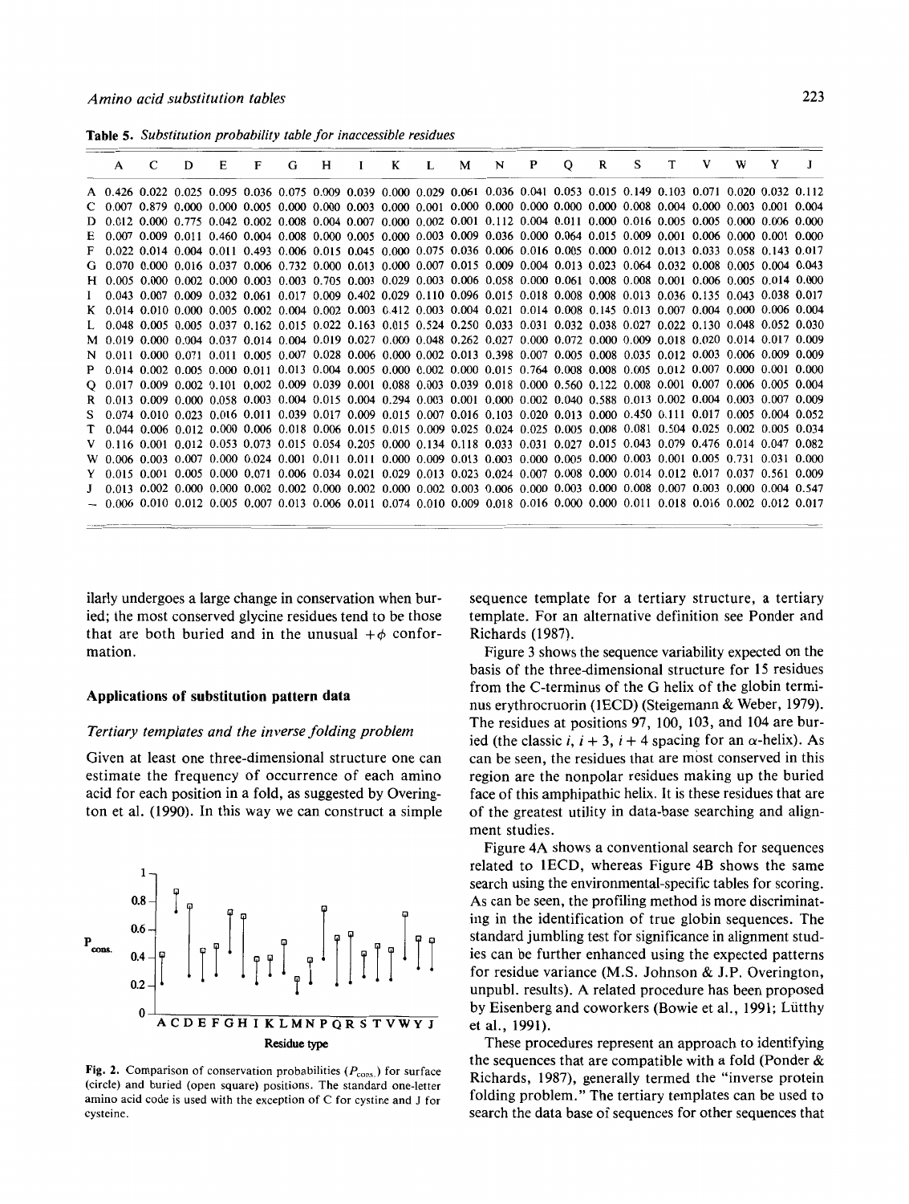**Table 5.** *Substitution probability table for inaccessible residues*

| | A | C | D | E | F | G | H | I | K | L | M | N | P | Q | R | S | T | V | W | Y | J |
|---|---|---|---|---|---|---|---|---|---|---|---|---|---|---|---|---|---|---|---|---|---|
| A | 0.426 | 0.022 | 0.025 | 0.095 | 0.036 | 0.075 | 0.009 | 0.039 | 0.000 | 0.029 | 0.061 | 0.036 | 0.041 | 0.053 | 0.015 | 0.149 | 0.103 | 0.071 | 0.020 | 0.032 | 0.112 |
| C | 0.007 | 0.879 | 0.000 | 0.000 | 0.005 | 0.000 | 0.000 | 0.003 | 0.000 | 0.001 | 0.000 | 0.000 | 0.000 | 0.000 | 0.000 | 0.008 | 0.004 | 0.000 | 0.003 | 0.001 | 0.004 |
| D | 0.012 | 0.000 | 0.775 | 0.042 | 0.002 | 0.008 | 0.004 | 0.007 | 0.000 | 0.002 | 0.001 | 0.112 | 0.004 | 0.011 | 0.000 | 0.016 | 0.005 | 0.005 | 0.000 | 0.006 | 0.000 |
| E | 0.007 | 0.009 | 0.011 | 0.460 | 0.004 | 0.008 | 0.000 | 0.005 | 0.000 | 0.003 | 0.009 | 0.036 | 0.000 | 0.064 | 0.015 | 0.009 | 0.001 | 0.006 | 0.000 | 0.001 | 0.000 |
| F | 0.022 | 0.014 | 0.004 | 0.011 | 0.493 | 0.006 | 0.015 | 0.045 | 0.000 | 0.075 | 0.036 | 0.006 | 0.016 | 0.005 | 0.000 | 0.012 | 0.013 | 0.033 | 0.058 | 0.143 | 0.017 |
| G | 0.070 | 0.000 | 0.016 | 0.037 | 0.006 | 0.732 | 0.000 | 0.013 | 0.000 | 0.007 | 0.015 | 0.009 | 0.004 | 0.013 | 0.023 | 0.064 | 0.032 | 0.008 | 0.005 | 0.004 | 0.043 |
| H | 0.005 | 0.000 | 0.002 | 0.000 | 0.003 | 0.003 | 0.705 | 0.003 | 0.029 | 0.003 | 0.006 | 0.058 | 0.000 | 0.061 | 0.008 | 0.008 | 0.001 | 0.006 | 0.005 | 0.014 | 0.000 |
| I | 0.043 | 0.007 | 0.009 | 0.032 | 0.061 | 0.017 | 0.009 | 0.402 | 0.029 | 0.110 | 0.096 | 0.015 | 0.018 | 0.008 | 0.008 | 0.013 | 0.036 | 0.135 | 0.043 | 0.038 | 0.017 |
| K | 0.014 | 0.010 | 0.000 | 0.005 | 0.002 | 0.004 | 0.002 | 0.003 | 0.412 | 0.003 | 0.004 | 0.021 | 0.014 | 0.008 | 0.145 | 0.013 | 0.007 | 0.004 | 0.000 | 0.006 | 0.004 |
| L | 0.048 | 0.005 | 0.005 | 0.037 | 0.162 | 0.015 | 0.022 | 0.163 | 0.015 | 0.524 | 0.250 | 0.033 | 0.031 | 0.032 | 0.038 | 0.027 | 0.022 | 0.130 | 0.048 | 0.052 | 0.030 |
| M | 0.019 | 0.000 | 0.004 | 0.037 | 0.014 | 0.004 | 0.019 | 0.027 | 0.000 | 0.048 | 0.262 | 0.027 | 0.000 | 0.072 | 0.000 | 0.009 | 0.018 | 0.020 | 0.014 | 0.017 | 0.009 |
| N | 0.011 | 0.000 | 0.071 | 0.011 | 0.005 | 0.007 | 0.028 | 0.006 | 0.000 | 0.002 | 0.013 | 0.398 | 0.007 | 0.005 | 0.008 | 0.035 | 0.012 | 0.003 | 0.006 | 0.009 | 0.009 |
| P | 0.014 | 0.002 | 0.005 | 0.000 | 0.011 | 0.013 | 0.004 | 0.005 | 0.000 | 0.002 | 0.000 | 0.015 | 0.764 | 0.008 | 0.008 | 0.005 | 0.012 | 0.007 | 0.000 | 0.001 | 0.000 |
| Q | 0.017 | 0.009 | 0.002 | 0.101 | 0.002 | 0.009 | 0.039 | 0.001 | 0.088 | 0.003 | 0.039 | 0.018 | 0.000 | 0.560 | 0.122 | 0.008 | 0.001 | 0.007 | 0.006 | 0.005 | 0.004 |
| R | 0.013 | 0.009 | 0.000 | 0.058 | 0.003 | 0.004 | 0.015 | 0.004 | 0.294 | 0.003 | 0.001 | 0.000 | 0.002 | 0.040 | 0.588 | 0.013 | 0.002 | 0.004 | 0.003 | 0.007 | 0.009 |
| S | 0.074 | 0.010 | 0.023 | 0.016 | 0.011 | 0.039 | 0.017 | 0.009 | 0.015 | 0.007 | 0.016 | 0.103 | 0.020 | 0.013 | 0.000 | 0.450 | 0.111 | 0.017 | 0.005 | 0.004 | 0.052 |
| T | 0.044 | 0.006 | 0.012 | 0.000 | 0.006 | 0.018 | 0.006 | 0.015 | 0.015 | 0.009 | 0.025 | 0.024 | 0.025 | 0.005 | 0.008 | 0.081 | 0.504 | 0.025 | 0.002 | 0.005 | 0.034 |
| V | 0.116 | 0.001 | 0.012 | 0.053 | 0.073 | 0.015 | 0.054 | 0.205 | 0.000 | 0.134 | 0.118 | 0.033 | 0.031 | 0.027 | 0.015 | 0.043 | 0.079 | 0.476 | 0.014 | 0.047 | 0.082 |
| W | 0.006 | 0.003 | 0.007 | 0.000 | 0.024 | 0.001 | 0.011 | 0.011 | 0.000 | 0.009 | 0.013 | 0.003 | 0.000 | 0.005 | 0.000 | 0.003 | 0.001 | 0.005 | 0.731 | 0.031 | 0.000 |
| Y | 0.015 | 0.001 | 0.005 | 0.000 | 0.071 | 0.006 | 0.034 | 0.021 | 0.029 | 0.013 | 0.023 | 0.024 | 0.007 | 0.008 | 0.000 | 0.014 | 0.012 | 0.017 | 0.037 | 0.561 | 0.009 |
| J | 0.013 | 0.002 | 0.000 | 0.000 | 0.002 | 0.002 | 0.000 | 0.002 | 0.000 | 0.002 | 0.003 | 0.006 | 0.000 | 0.003 | 0.000 | 0.008 | 0.007 | 0.003 | 0.000 | 0.004 | 0.547 |
| – | 0.006 | 0.010 | 0.012 | 0.005 | 0.007 | 0.013 | 0.006 | 0.011 | 0.074 | 0.010 | 0.009 | 0.018 | 0.016 | 0.000 | 0.000 | 0.011 | 0.018 | 0.016 | 0.002 | 0.012 | 0.017 |

ilarly undergoes a large change in conservation when buried; the most conserved glycine residues tend to be those that are both buried and in the unusual $+\phi$ conformation.

## Applications of substitution pattern data

### *Tertiary templates and the inverse folding problem*

Given at least one three-dimensional structure one can estimate the frequency of occurrence of each amino acid for each position in a fold, as suggested by Overington et al. (1990). In this way we can construct a simple sequence template for a tertiary structure, a tertiary template. For an alternative definition see Ponder and Richards (1987).

**Fig. 2.** Comparison of conservation probabilities ($P_{cons.}$) for surface (circle) and buried (open square) positions. The standard one-letter amino acid code is used with the exception of C for cystine and J for cysteine.

Figure 3 shows the sequence variability expected on the basis of the three-dimensional structure for 15 residues from the C-terminus of the G helix of the globin terminus erythrocruorin (1ECD) (Steigemann & Weber, 1979). The residues at positions 97, 100, 103, and 104 are buried (the classic $i$, $i+3$, $i+4$ spacing for an $\alpha$-helix). As can be seen, the residues that are most conserved in this region are the nonpolar residues making up the buried face of this amphipathic helix. It is these residues that are of the greatest utility in data-base searching and alignment studies.

Figure 4A shows a conventional search for sequences related to 1ECD, whereas Figure 4B shows the same search using the environmental-specific tables for scoring. As can be seen, the profiling method is more discriminating in the identification of true globin sequences. The standard jumbling test for significance in alignment studies can be further enhanced using the expected patterns for residue variance (M.S. Johnson & J.P. Overington, unpubl. results). A related procedure has been proposed by Eisenberg and coworkers (Bowie et al., 1991; Lüthy et al., 1991).

These procedures represent an approach to identifying the sequences that are compatible with a fold (Ponder & Richards, 1987), generally termed the "inverse protein folding problem." The tertiary templates can be used to search the data base of sequences for other sequences that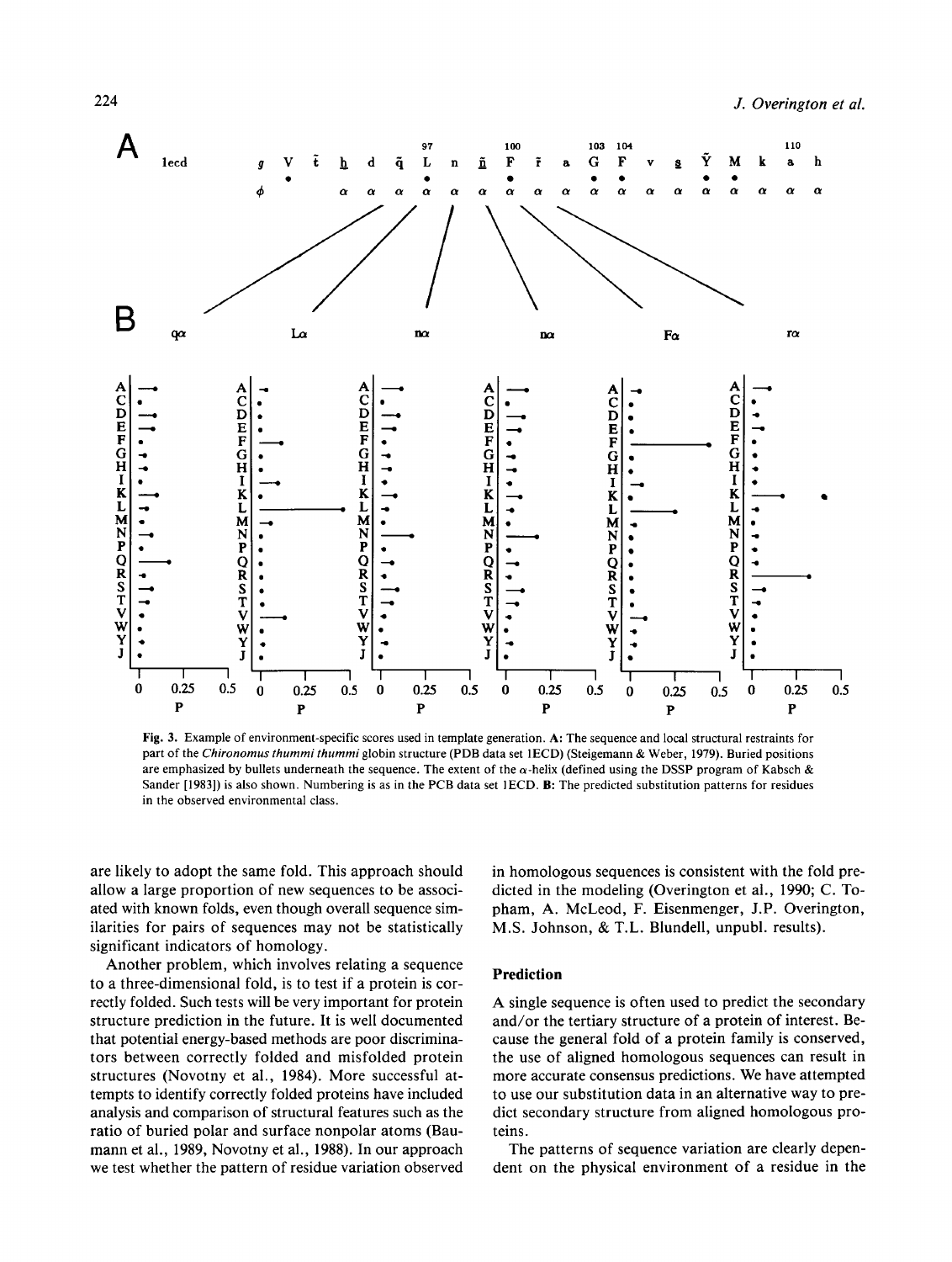**Fig. 3.** Example of environment-specific scores used in template generation. **A:** The sequence and local structural restraints for part of the *Chironomus thummi thummi* globin structure (PDB data set 1ECD) (Steigemann & Weber, 1979). Buried positions are emphasized by bullets underneath the sequence. The extent of the α-helix (defined using the DSSP program of Kabsch & Sander [1983]) is also shown. Numbering is as in the PCB data set 1ECD. **B:** The predicted substitution patterns for residues in the observed environmental class.

are likely to adopt the same fold. This approach should allow a large proportion of new sequences to be associated with known folds, even though overall sequence similarities for pairs of sequences may not be statistically significant indicators of homology.

Another problem, which involves relating a sequence to a three-dimensional fold, is to test if a protein is correctly folded. Such tests will be very important for protein structure prediction in the future. It is well documented that potential energy-based methods are poor discriminators between correctly folded and misfolded protein structures (Novotny et al., 1984). More successful attempts to identify correctly folded proteins have included analysis and comparison of structural features such as the ratio of buried polar and surface nonpolar atoms (Baumann et al., 1989, Novotny et al., 1988). In our approach we test whether the pattern of residue variation observed in homologous sequences is consistent with the fold predicted in the modeling (Overington et al., 1990; C. Topham, A. McLeod, F. Eisenmenger, J.P. Overington, M.S. Johnson, & T.L. Blundell, unpubl. results).

## Prediction

A single sequence is often used to predict the secondary and/or the tertiary structure of a protein of interest. Because the general fold of a protein family is conserved, the use of aligned homologous sequences can result in more accurate consensus predictions. We have attempted to use our substitution data in an alternative way to predict secondary structure from aligned homologous proteins.

The patterns of sequence variation are clearly dependent on the physical environment of a residue in the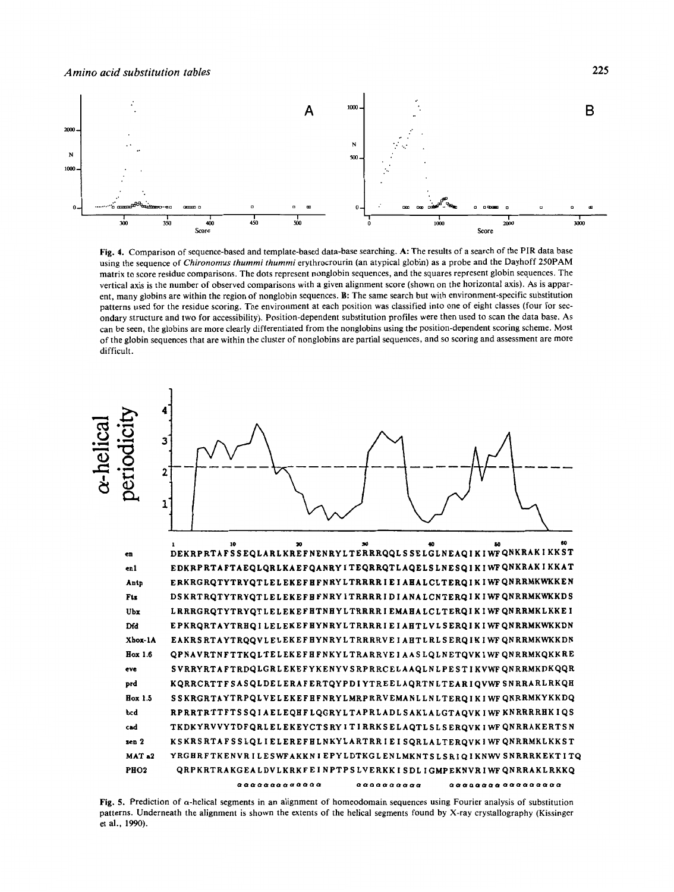Fig. 4. Comparison of sequence-based and template-based data-base searching. A: The results of a search of the PIR data base using the sequence of *Chironomus thummi thummi* erythrocrourin (an atypical globin) as a probe and the Dayhoff 250PAM matrix to score residue comparisons. The dots represent nonglobin sequences, and the squares represent globin sequences. The vertical axis is the number of observed comparisons with a given alignment score (shown on the horizontal axis). As is apparent, many globins are within the region of nonglobin sequences. B: The same search but with environment-specific substitution patterns used for the residue scoring. The environment at each position was classified into one of eight classes (four for secondary structure and two for accessibility). Position-dependent substitution profiles were then used to scan the data base. As can be seen, the globins are more clearly differentiated from the nonglobins using the position-dependent scoring scheme. Most of the globin sequences that are within the cluster of nonglobins are partial sequences, and so scoring and assessment are more difficult.

Fig. 5. Prediction of α-helical segments in an alignment of homeodomain sequences using Fourier analysis of substitution patterns. Underneath the alignment is shown the extents of the helical segments found by X-ray crystallography (Kissinger et al., 1990).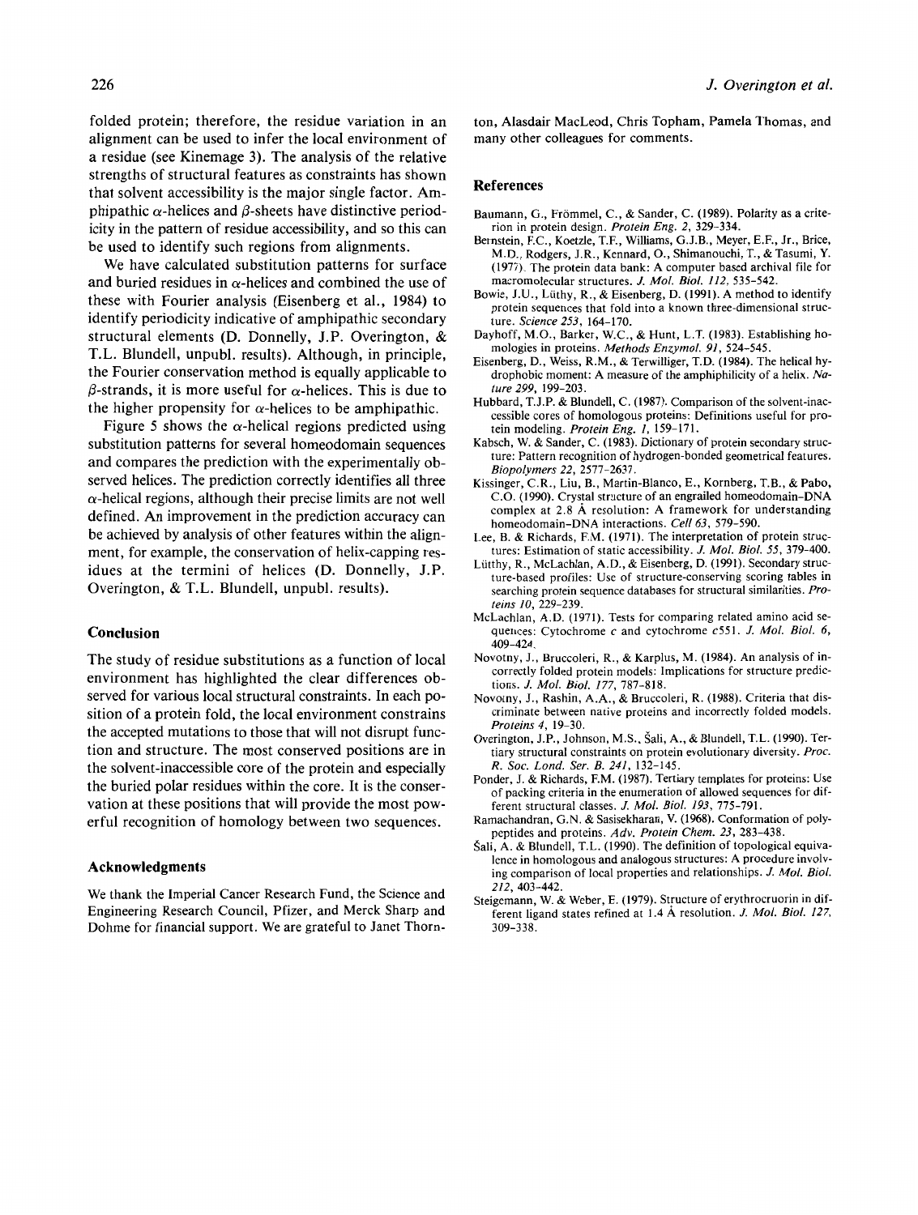folded protein; therefore, the residue variation in an alignment can be used to infer the local environment of a residue (see Kinemage 3). The analysis of the relative strengths of structural features as constraints has shown that solvent accessibility is the major single factor. Amphipathic α-helices and β-sheets have distinctive periodicity in the pattern of residue accessibility, and so this can be used to identify such regions from alignments.

We have calculated substitution patterns for surface and buried residues in α-helices and combined the use of these with Fourier analysis (Eisenberg et al., 1984) to identify periodicity indicative of amphipathic secondary structural elements (D. Donnelly, J.P. Overington, & T.L. Blundell, unpubl. results). Although, in principle, the Fourier conservation method is equally applicable to β-strands, it is more useful for α-helices. This is due to the higher propensity for α-helices to be amphipathic.

Figure 5 shows the α-helical regions predicted using substitution patterns for several homeodomain sequences and compares the prediction with the experimentally observed helices. The prediction correctly identifies all three α-helical regions, although their precise limits are not well defined. An improvement in the prediction accuracy can be achieved by analysis of other features within the alignment, for example, the conservation of helix-capping residues at the termini of helices (D. Donnelly, J.P. Overington, & T.L. Blundell, unpubl. results).

## Conclusion

The study of residue substitutions as a function of local environment has highlighted the clear differences observed for various local structural constraints. In each position of a protein fold, the local environment constrains the accepted mutations to those that will not disrupt function and structure. The most conserved positions are in the solvent-inaccessible core of the protein and especially the buried polar residues within the core. It is the conservation at these positions that will provide the most powerful recognition of homology between two sequences.

## Acknowledgments

We thank the Imperial Cancer Research Fund, the Science and Engineering Research Council, Pfizer, and Merck Sharp and Dohme for financial support. We are grateful to Janet Thornton, Alasdair MacLeod, Chris Topham, Pamela Thomas, and many other colleagues for comments.

## References

Baumann, G., Frömmel, C., & Sander, C. (1989). Polarity as a criterion in protein design. *Protein Eng. 2*, 329–334.

Bernstein, F.C., Koetzle, T.F., Williams, G.J.B., Meyer, E.F., Jr., Brice, M.D., Rodgers, J.R., Kennard, O., Shimanouchi, T., & Tasumi, Y. (1977). The protein data bank: A computer based archival file for macromolecular structures. *J. Mol. Biol. 112*, 535–542.

Bowie, J.U., Lüthy, R., & Eisenberg, D. (1991). A method to identify protein sequences that fold into a known three-dimensional structure. *Science 253*, 164–170.

Dayhoff, M.O., Barker, W.C., & Hunt, L.T. (1983). Establishing homologies in proteins. *Methods Enzymol. 91*, 524–545.

Eisenberg, D., Weiss, R.M., & Terwilliger, T.D. (1984). The helical hydrophobic moment: A measure of the amphiphilicity of a helix. *Nature 299*, 199–203.

Hubbard, T.J.P. & Blundell, C. (1987). Comparison of the solvent-inaccessible cores of homologous proteins: Definitions useful for protein modeling. *Protein Eng. 1*, 159–171.

Kabsch, W. & Sander, C. (1983). Dictionary of protein secondary structure: Pattern recognition of hydrogen-bonded geometrical features. *Biopolymers 22*, 2577–2637.

Kissinger, C.R., Liu, B., Martin-Blanco, E., Kornberg, T.B., & Pabo, C.O. (1990). Crystal structure of an engrailed homeodomain-DNA complex at 2.8 Å resolution: A framework for understanding homeodomain-DNA interactions. *Cell 63*, 579–590.

Lee, B. & Richards, F.M. (1971). The interpretation of protein structures: Estimation of static accessibility. *J. Mol. Biol. 55*, 379–400.

Lüthy, R., McLachlan, A.D., & Eisenberg, D. (1991). Secondary structure-based profiles: Use of structure-conserving scoring tables in searching protein sequence databases for structural similarities. *Proteins 10*, 229–239.

McLachlan, A.D. (1971). Tests for comparing related amino acid sequences: Cytochrome *c* and cytochrome *c*551. *J. Mol. Biol. 6*, 409–424.

Novotny, J., Bruccoleri, R., & Karplus, M. (1984). An analysis of incorrectly folded protein models: Implications for structure predictions. *J. Mol. Biol. 177*, 787–818.

Novotny, J., Rashin, A.A., & Bruccoleri, R. (1988). Criteria that discriminate between native proteins and incorrectly folded models. *Proteins 4*, 19–30.

Overington, J.P., Johnson, M.S., Šali, A., & Blundell, T.L. (1990). Tertiary structural constraints on protein evolutionary diversity. *Proc. R. Soc. Lond. Ser. B. 241*, 132–145.

Ponder, J. & Richards, F.M. (1987). Tertiary templates for proteins: Use of packing criteria in the enumeration of allowed sequences for different structural classes. *J. Mol. Biol. 193*, 775–791.

Ramachandran, G.N. & Sasisekharan, V. (1968). Conformation of polypeptides and proteins. *Adv. Protein Chem. 23*, 283–438.

Šali, A. & Blundell, T.L. (1990). The definition of topological equivalence in homologous and analogous structures: A procedure involving comparison of local properties and relationships. *J. Mol. Biol. 212*, 403–442.

Steigemann, W. & Weber, E. (1979). Structure of erythrocruorin in different ligand states refined at 1.4 Å resolution. *J. Mol. Biol. 127*, 309–338.